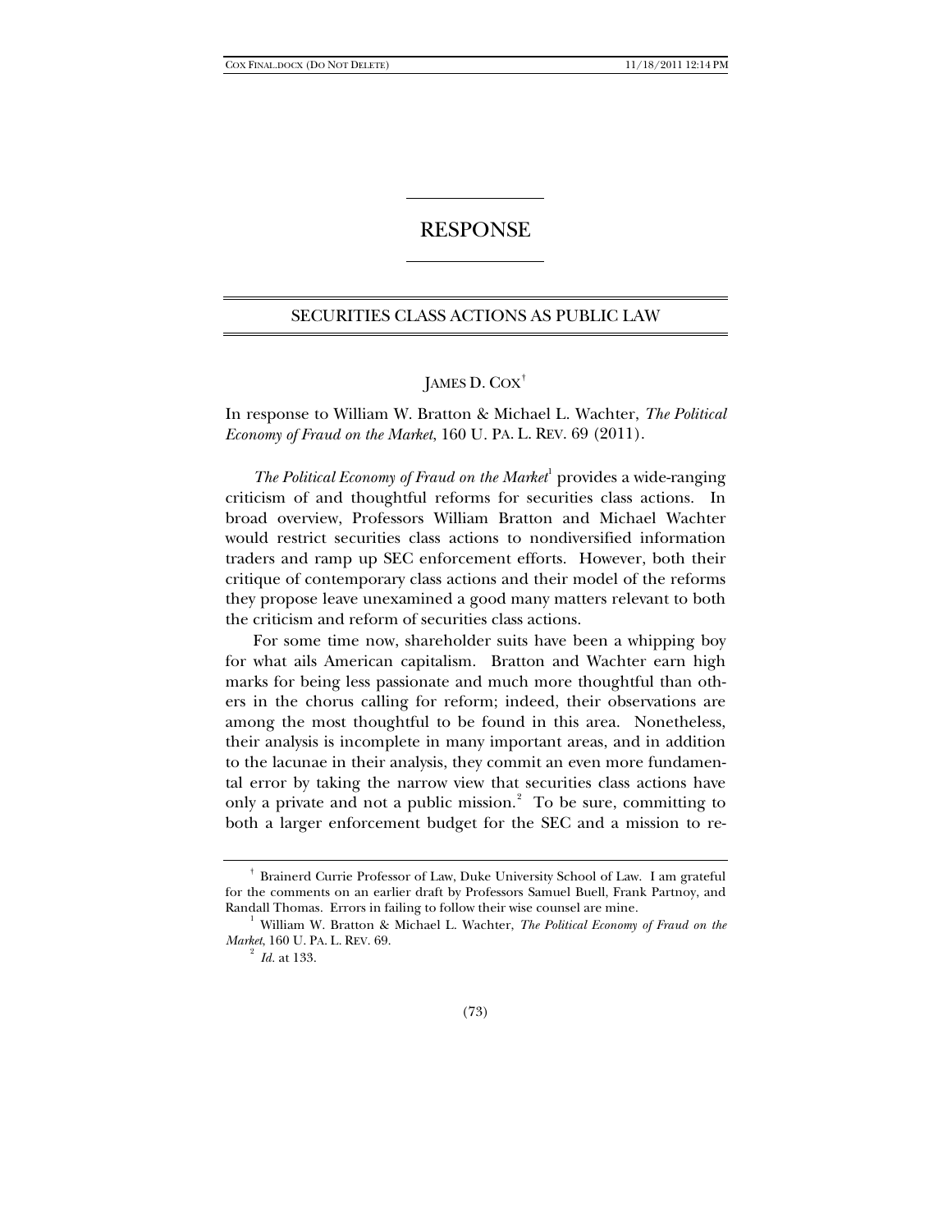# RESPONSE

## SECURITIES CLASS ACTIONS AS PUBLIC LAW

JAMES D. COX[†]

In response to William W. Bratton & Michael L. Wachter, *The Political Economy of Fraud on the Market*, 160 U. PA. L. REV. 69 (2011).

*The Political Economy of Fraud on the Market*[1] provides a wide-ranging criticism of and thoughtful reforms for securities class actions. In broad overview, Professors William Bratton and Michael Wachter would restrict securities class actions to nondiversified information traders and ramp up SEC enforcement efforts. However, both their critique of contemporary class actions and their model of the reforms they propose leave unexamined a good many matters relevant to both the criticism and reform of securities class actions.

For some time now, shareholder suits have been a whipping boy for what ails American capitalism. Bratton and Wachter earn high marks for being less passionate and much more thoughtful than others in the chorus calling for reform; indeed, their observations are among the most thoughtful to be found in this area. Nonetheless, their analysis is incomplete in many important areas, and in addition to the lacunae in their analysis, they commit an even more fundamental error by taking the narrow view that securities class actions have only a private and not a public mission.[2] To be sure, committing to both a larger enforcement budget for the SEC and a mission to re-

---

[†] Brainerd Currie Professor of Law, Duke University School of Law. I am grateful for the comments on an earlier draft by Professors Samuel Buell, Frank Partnoy, and Randall Thomas. Errors in failing to follow their wise counsel are mine.

[1] William W. Bratton & Michael L. Wachter, *The Political Economy of Fraud on the Market*, 160 U. PA. L. REV. 69.

[2] *Id.* at 133.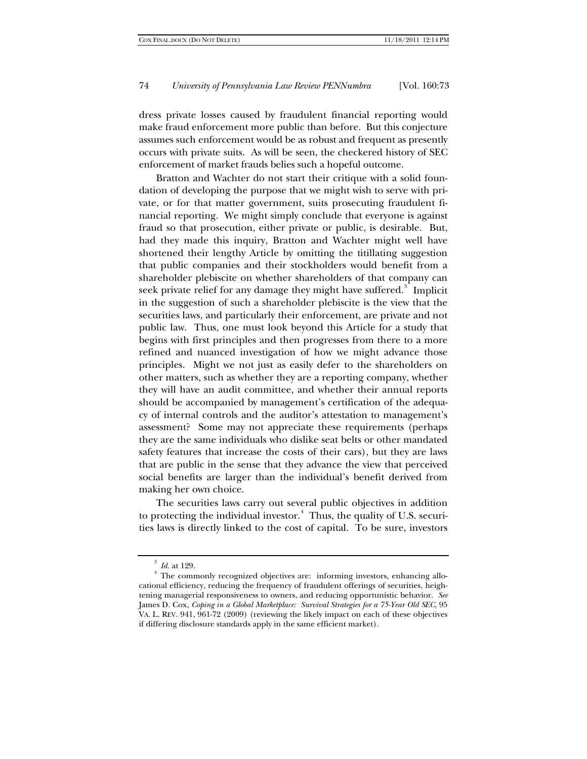dress private losses caused by fraudulent financial reporting would make fraud enforcement more public than before. But this conjecture assumes such enforcement would be as robust and frequent as presently occurs with private suits. As will be seen, the checkered history of SEC enforcement of market frauds belies such a hopeful outcome.

Bratton and Wachter do not start their critique with a solid foundation of developing the purpose that we might wish to serve with private, or for that matter government, suits prosecuting fraudulent financial reporting. We might simply conclude that everyone is against fraud so that prosecution, either private or public, is desirable. But, had they made this inquiry, Bratton and Wachter might well have shortened their lengthy Article by omitting the titillating suggestion that public companies and their stockholders would benefit from a shareholder plebiscite on whether shareholders of that company can seek private relief for any damage they might have suffered.[3] Implicit in the suggestion of such a shareholder plebiscite is the view that the securities laws, and particularly their enforcement, are private and not public law. Thus, one must look beyond this Article for a study that begins with first principles and then progresses from there to a more refined and nuanced investigation of how we might advance those principles. Might we not just as easily defer to the shareholders on other matters, such as whether they are a reporting company, whether they will have an audit committee, and whether their annual reports should be accompanied by management's certification of the adequacy of internal controls and the auditor's attestation to management's assessment? Some may not appreciate these requirements (perhaps they are the same individuals who dislike seat belts or other mandated safety features that increase the costs of their cars), but they are laws that are public in the sense that they advance the view that perceived social benefits are larger than the individual's benefit derived from making her own choice.

The securities laws carry out several public objectives in addition to protecting the individual investor.[4] Thus, the quality of U.S. securities laws is directly linked to the cost of capital. To be sure, investors

---

[3] *Id.* at 129.

[4] The commonly recognized objectives are: informing investors, enhancing allocational efficiency, reducing the frequency of fraudulent offerings of securities, heightening managerial responsiveness to owners, and reducing opportunistic behavior. *See* James D. Cox, *Coping in a Global Marketplace: Survival Strategies for a 75-Year Old SEC*, 95 VA. L. REV. 941, 961-72 (2009) (reviewing the likely impact on each of these objectives if differing disclosure standards apply in the same efficient market).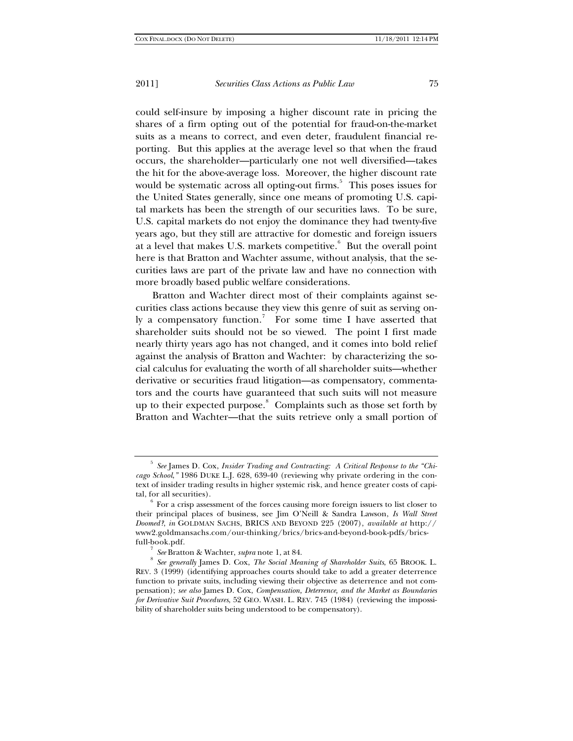could self-insure by imposing a higher discount rate in pricing the shares of a firm opting out of the potential for fraud-on-the-market suits as a means to correct, and even deter, fraudulent financial reporting. But this applies at the average level so that when the fraud occurs, the shareholder—particularly one not well diversified—takes the hit for the above-average loss. Moreover, the higher discount rate would be systematic across all opting-out firms.[5] This poses issues for the United States generally, since one means of promoting U.S. capital markets has been the strength of our securities laws. To be sure, U.S. capital markets do not enjoy the dominance they had twenty-five years ago, but they still are attractive for domestic and foreign issuers at a level that makes U.S. markets competitive.[6] But the overall point here is that Bratton and Wachter assume, without analysis, that the securities laws are part of the private law and have no connection with more broadly based public welfare considerations.

Bratton and Wachter direct most of their complaints against securities class actions because they view this genre of suit as serving only a compensatory function.[7] For some time I have asserted that shareholder suits should not be so viewed. The point I first made nearly thirty years ago has not changed, and it comes into bold relief against the analysis of Bratton and Wachter: by characterizing the social calculus for evaluating the worth of all shareholder suits—whether derivative or securities fraud litigation—as compensatory, commentators and the courts have guaranteed that such suits will not measure up to their expected purpose.[8] Complaints such as those set forth by Bratton and Wachter—that the suits retrieve only a small portion of

---

[5] *See* James D. Cox, *Insider Trading and Contracting: A Critical Response to the "Chicago School,"* 1986 DUKE L.J. 628, 639-40 (reviewing why private ordering in the context of insider trading results in higher systemic risk, and hence greater costs of capital, for all securities).

[6] For a crisp assessment of the forces causing more foreign issuers to list closer to their principal places of business, see Jim O'Neill & Sandra Lawson, *Is Wall Street Doomed?*, *in* GOLDMAN SACHS, BRICS AND BEYOND 225 (2007), *available at* http://www2.goldmansachs.com/our-thinking/brics/brics-and-beyond-book-pdfs/brics-full-book.pdf.

[7] *See* Bratton & Wachter, *supra* note 1, at 84.

[8] *See generally* James D. Cox, *The Social Meaning of Shareholder Suits*, 65 BROOK. L. REV. 3 (1999) (identifying approaches courts should take to add a greater deterrence function to private suits, including viewing their objective as deterrence and not compensation); *see also* James D. Cox, *Compensation, Deterrence, and the Market as Boundaries for Derivative Suit Procedures*, 52 GEO. WASH. L. REV. 745 (1984) (reviewing the impossibility of shareholder suits being understood to be compensatory).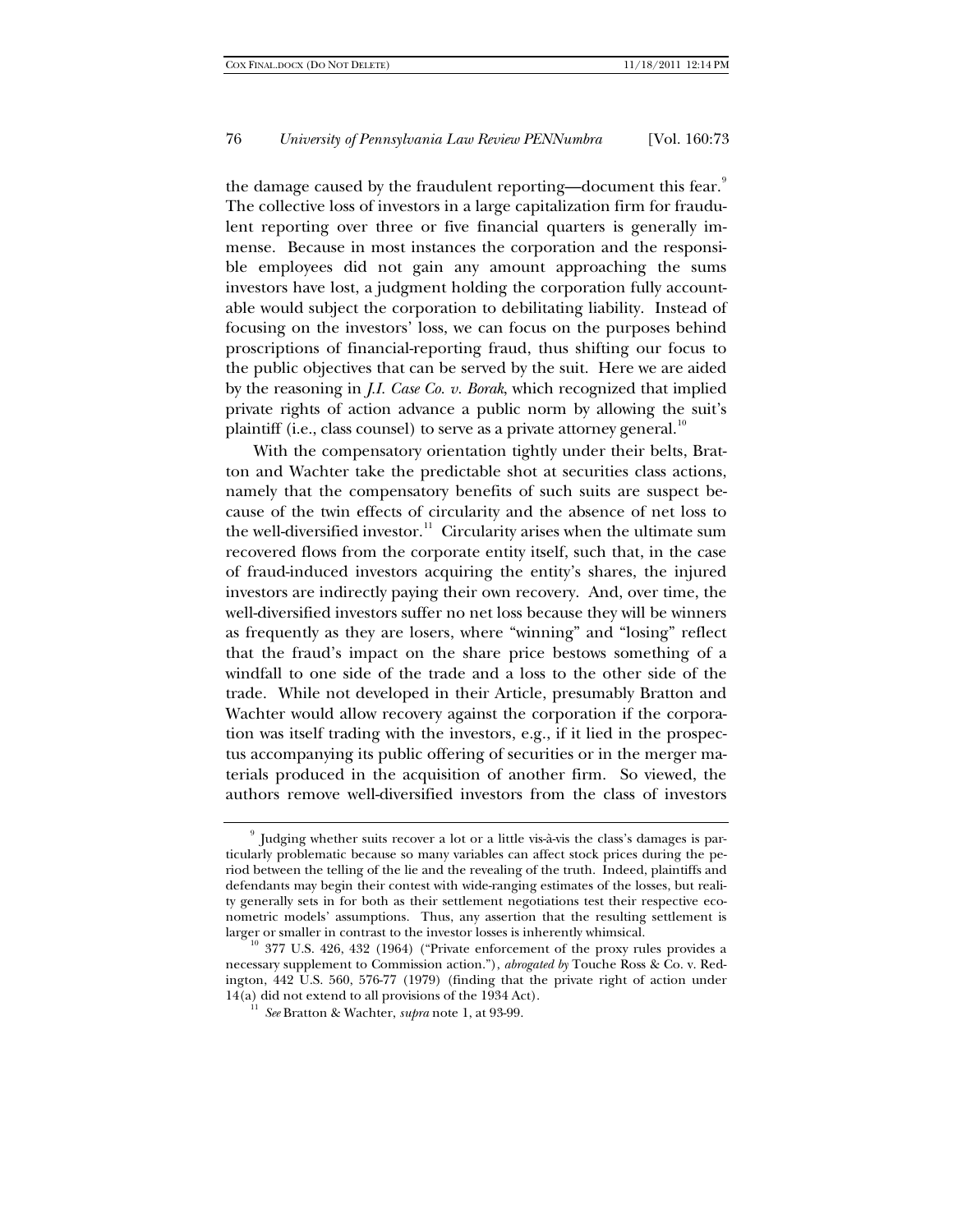the damage caused by the fraudulent reporting—document this fear.[9] The collective loss of investors in a large capitalization firm for fraudulent reporting over three or five financial quarters is generally immense. Because in most instances the corporation and the responsible employees did not gain any amount approaching the sums investors have lost, a judgment holding the corporation fully accountable would subject the corporation to debilitating liability. Instead of focusing on the investors' loss, we can focus on the purposes behind proscriptions of financial-reporting fraud, thus shifting our focus to the public objectives that can be served by the suit. Here we are aided by the reasoning in *J.I. Case Co. v. Borak*, which recognized that implied private rights of action advance a public norm by allowing the suit's plaintiff (i.e., class counsel) to serve as a private attorney general.[10]

With the compensatory orientation tightly under their belts, Bratton and Wachter take the predictable shot at securities class actions, namely that the compensatory benefits of such suits are suspect because of the twin effects of circularity and the absence of net loss to the well-diversified investor.[11] Circularity arises when the ultimate sum recovered flows from the corporate entity itself, such that, in the case of fraud-induced investors acquiring the entity's shares, the injured investors are indirectly paying their own recovery. And, over time, the well-diversified investors suffer no net loss because they will be winners as frequently as they are losers, where "winning" and "losing" reflect that the fraud's impact on the share price bestows something of a windfall to one side of the trade and a loss to the other side of the trade. While not developed in their Article, presumably Bratton and Wachter would allow recovery against the corporation if the corporation was itself trading with the investors, e.g., if it lied in the prospectus accompanying its public offering of securities or in the merger materials produced in the acquisition of another firm. So viewed, the authors remove well-diversified investors from the class of investors

---

[9] Judging whether suits recover a lot or a little vis-à-vis the class's damages is particularly problematic because so many variables can affect stock prices during the period between the telling of the lie and the revealing of the truth. Indeed, plaintiffs and defendants may begin their contest with wide-ranging estimates of the losses, but reality generally sets in for both as their settlement negotiations test their respective econometric models' assumptions. Thus, any assertion that the resulting settlement is larger or smaller in contrast to the investor losses is inherently whimsical.

[10] 377 U.S. 426, 432 (1964) ("Private enforcement of the proxy rules provides a necessary supplement to Commission action."), *abrogated by* Touche Ross & Co. v. Redington, 442 U.S. 560, 576-77 (1979) (finding that the private right of action under 14(a) did not extend to all provisions of the 1934 Act).

[11] *See* Bratton & Wachter, *supra* note 1, at 93-99.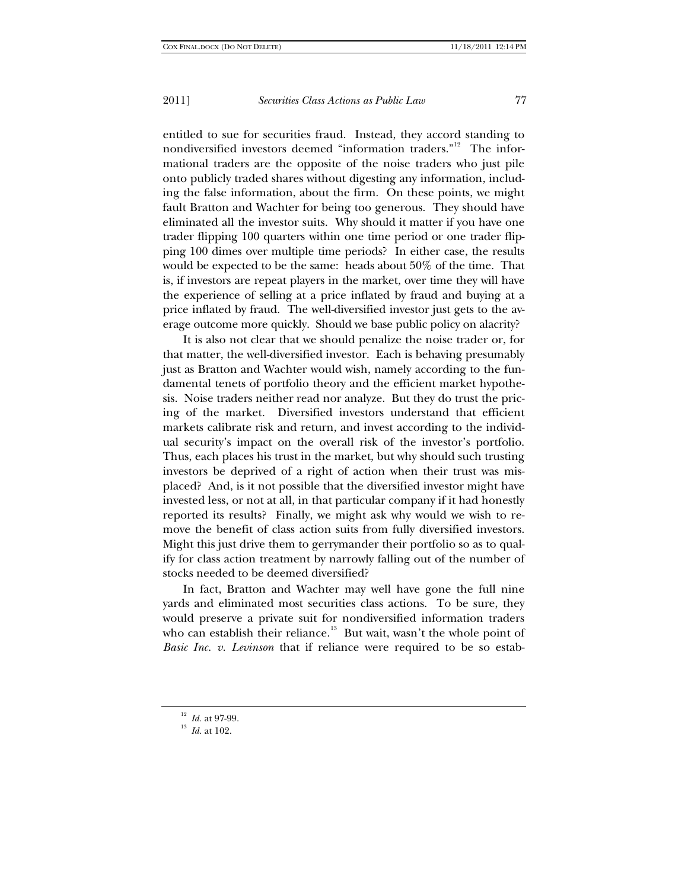entitled to sue for securities fraud. Instead, they accord standing to nondiversified investors deemed "information traders."[12] The informational traders are the opposite of the noise traders who just pile onto publicly traded shares without digesting any information, including the false information, about the firm. On these points, we might fault Bratton and Wachter for being too generous. They should have eliminated all the investor suits. Why should it matter if you have one trader flipping 100 quarters within one time period or one trader flipping 100 dimes over multiple time periods? In either case, the results would be expected to be the same: heads about 50% of the time. That is, if investors are repeat players in the market, over time they will have the experience of selling at a price inflated by fraud and buying at a price inflated by fraud. The well-diversified investor just gets to the average outcome more quickly. Should we base public policy on alacrity?

It is also not clear that we should penalize the noise trader or, for that matter, the well-diversified investor. Each is behaving presumably just as Bratton and Wachter would wish, namely according to the fundamental tenets of portfolio theory and the efficient market hypothesis. Noise traders neither read nor analyze. But they do trust the pricing of the market. Diversified investors understand that efficient markets calibrate risk and return, and invest according to the individual security's impact on the overall risk of the investor's portfolio. Thus, each places his trust in the market, but why should such trusting investors be deprived of a right of action when their trust was misplaced? And, is it not possible that the diversified investor might have invested less, or not at all, in that particular company if it had honestly reported its results? Finally, we might ask why would we wish to remove the benefit of class action suits from fully diversified investors. Might this just drive them to gerrymander their portfolio so as to qualify for class action treatment by narrowly falling out of the number of stocks needed to be deemed diversified?

In fact, Bratton and Wachter may well have gone the full nine yards and eliminated most securities class actions. To be sure, they would preserve a private suit for nondiversified information traders who can establish their reliance.[13] But wait, wasn't the whole point of *Basic Inc. v. Levinson* that if reliance were required to be so estab-

[12] *Id.* at 97-99.

[13] *Id.* at 102.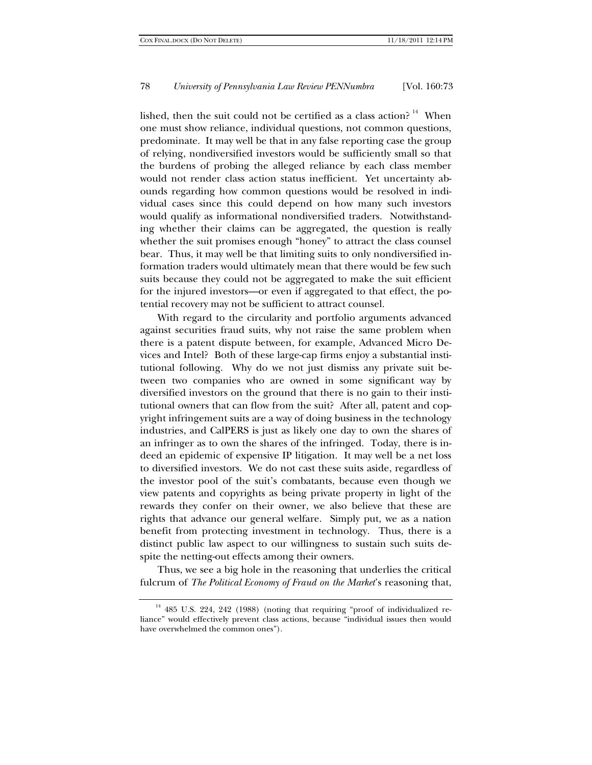lished, then the suit could not be certified as a class action?[14] When one must show reliance, individual questions, not common questions, predominate. It may well be that in any false reporting case the group of relying, nondiversified investors would be sufficiently small so that the burdens of probing the alleged reliance by each class member would not render class action status inefficient. Yet uncertainty abounds regarding how common questions would be resolved in individual cases since this could depend on how many such investors would qualify as informational nondiversified traders. Notwithstanding whether their claims can be aggregated, the question is really whether the suit promises enough "honey" to attract the class counsel bear. Thus, it may well be that limiting suits to only nondiversified information traders would ultimately mean that there would be few such suits because they could not be aggregated to make the suit efficient for the injured investors—or even if aggregated to that effect, the potential recovery may not be sufficient to attract counsel.

With regard to the circularity and portfolio arguments advanced against securities fraud suits, why not raise the same problem when there is a patent dispute between, for example, Advanced Micro Devices and Intel? Both of these large-cap firms enjoy a substantial institutional following. Why do we not just dismiss any private suit between two companies who are owned in some significant way by diversified investors on the ground that there is no gain to their institutional owners that can flow from the suit? After all, patent and copyright infringement suits are a way of doing business in the technology industries, and CalPERS is just as likely one day to own the shares of an infringer as to own the shares of the infringed. Today, there is indeed an epidemic of expensive IP litigation. It may well be a net loss to diversified investors. We do not cast these suits aside, regardless of the investor pool of the suit's combatants, because even though we view patents and copyrights as being private property in light of the rewards they confer on their owner, we also believe that these are rights that advance our general welfare. Simply put, we as a nation benefit from protecting investment in technology. Thus, there is a distinct public law aspect to our willingness to sustain such suits despite the netting-out effects among their owners.

Thus, we see a big hole in the reasoning that underlies the critical fulcrum of *The Political Economy of Fraud on the Market*'s reasoning that,

[14] 485 U.S. 224, 242 (1988) (noting that requiring "proof of individualized reliance" would effectively prevent class actions, because "individual issues then would have overwhelmed the common ones").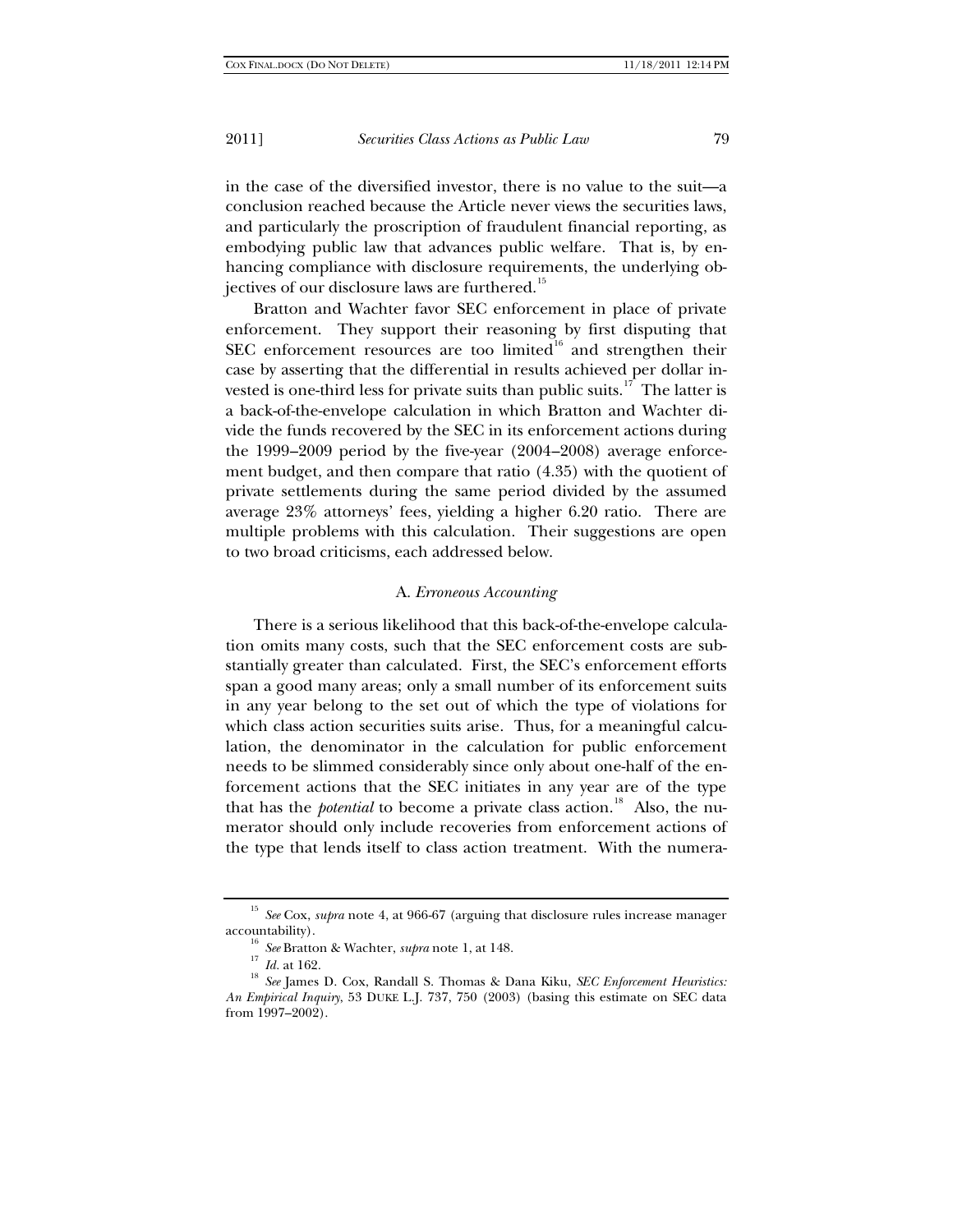in the case of the diversified investor, there is no value to the suit—a conclusion reached because the Article never views the securities laws, and particularly the proscription of fraudulent financial reporting, as embodying public law that advances public welfare. That is, by enhancing compliance with disclosure requirements, the underlying objectives of our disclosure laws are furthered.[15]

Bratton and Wachter favor SEC enforcement in place of private enforcement. They support their reasoning by first disputing that SEC enforcement resources are too limited[16] and strengthen their case by asserting that the differential in results achieved per dollar invested is one-third less for private suits than public suits.[17] The latter is a back-of-the-envelope calculation in which Bratton and Wachter divide the funds recovered by the SEC in its enforcement actions during the 1999–2009 period by the five-year (2004–2008) average enforcement budget, and then compare that ratio (4.35) with the quotient of private settlements during the same period divided by the assumed average 23% attorneys' fees, yielding a higher 6.20 ratio. There are multiple problems with this calculation. Their suggestions are open to two broad criticisms, each addressed below.

### A. *Erroneous Accounting*

There is a serious likelihood that this back-of-the-envelope calculation omits many costs, such that the SEC enforcement costs are substantially greater than calculated. First, the SEC's enforcement efforts span a good many areas; only a small number of its enforcement suits in any year belong to the set out of which the type of violations for which class action securities suits arise. Thus, for a meaningful calculation, the denominator in the calculation for public enforcement needs to be slimmed considerably since only about one-half of the enforcement actions that the SEC initiates in any year are of the type that has the *potential* to become a private class action.[18] Also, the numerator should only include recoveries from enforcement actions of the type that lends itself to class action treatment. With the numera-

---

[15] *See* Cox, *supra* note 4, at 966-67 (arguing that disclosure rules increase manager accountability).

[16] *See* Bratton & Wachter, *supra* note 1, at 148.

[17] *Id.* at 162.

[18] *See* James D. Cox, Randall S. Thomas & Dana Kiku, *SEC Enforcement Heuristics: An Empirical Inquiry*, 53 DUKE L.J. 737, 750 (2003) (basing this estimate on SEC data from 1997–2002).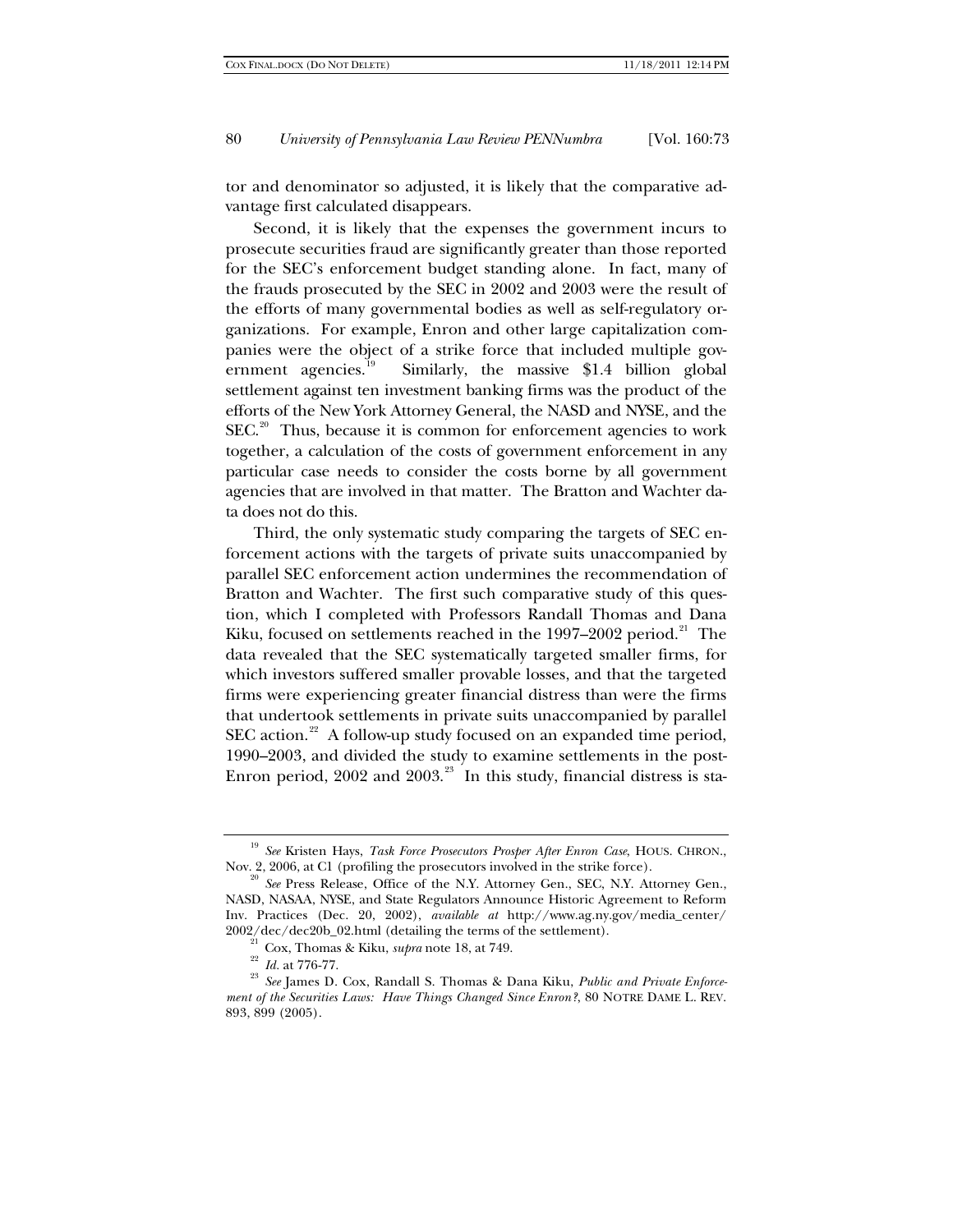tor and denominator so adjusted, it is likely that the comparative advantage first calculated disappears.

Second, it is likely that the expenses the government incurs to prosecute securities fraud are significantly greater than those reported for the SEC's enforcement budget standing alone. In fact, many of the frauds prosecuted by the SEC in 2002 and 2003 were the result of the efforts of many governmental bodies as well as self-regulatory organizations. For example, Enron and other large capitalization companies were the object of a strike force that included multiple government agencies.[19] Similarly, the massive $1.4 billion global settlement against ten investment banking firms was the product of the efforts of the New York Attorney General, the NASD and NYSE, and the SEC.[20] Thus, because it is common for enforcement agencies to work together, a calculation of the costs of government enforcement in any particular case needs to consider the costs borne by all government agencies that are involved in that matter. The Bratton and Wachter data does not do this.

Third, the only systematic study comparing the targets of SEC enforcement actions with the targets of private suits unaccompanied by parallel SEC enforcement action undermines the recommendation of Bratton and Wachter. The first such comparative study of this question, which I completed with Professors Randall Thomas and Dana Kiku, focused on settlements reached in the 1997–2002 period.[21] The data revealed that the SEC systematically targeted smaller firms, for which investors suffered smaller provable losses, and that the targeted firms were experiencing greater financial distress than were the firms that undertook settlements in private suits unaccompanied by parallel SEC action.[22] A follow-up study focused on an expanded time period, 1990–2003, and divided the study to examine settlements in the post-Enron period, 2002 and 2003.[23] In this study, financial distress is sta-

---

[19] *See* Kristen Hays, *Task Force Prosecutors Prosper After Enron Case*, HOUS. CHRON., Nov. 2, 2006, at C1 (profiling the prosecutors involved in the strike force).

[20] *See* Press Release, Office of the N.Y. Attorney Gen., SEC, N.Y. Attorney Gen., NASD, NASAA, NYSE, and State Regulators Announce Historic Agreement to Reform Inv. Practices (Dec. 20, 2002), *available at* http://www.ag.ny.gov/media_center/2002/dec/dec20b_02.html (detailing the terms of the settlement).

[21] Cox, Thomas & Kiku, *supra* note 18, at 749.

[22] *Id.* at 776-77.

[23] *See* James D. Cox, Randall S. Thomas & Dana Kiku, *Public and Private Enforcement of the Securities Laws: Have Things Changed Since Enron?*, 80 NOTRE DAME L. REV. 893, 899 (2005).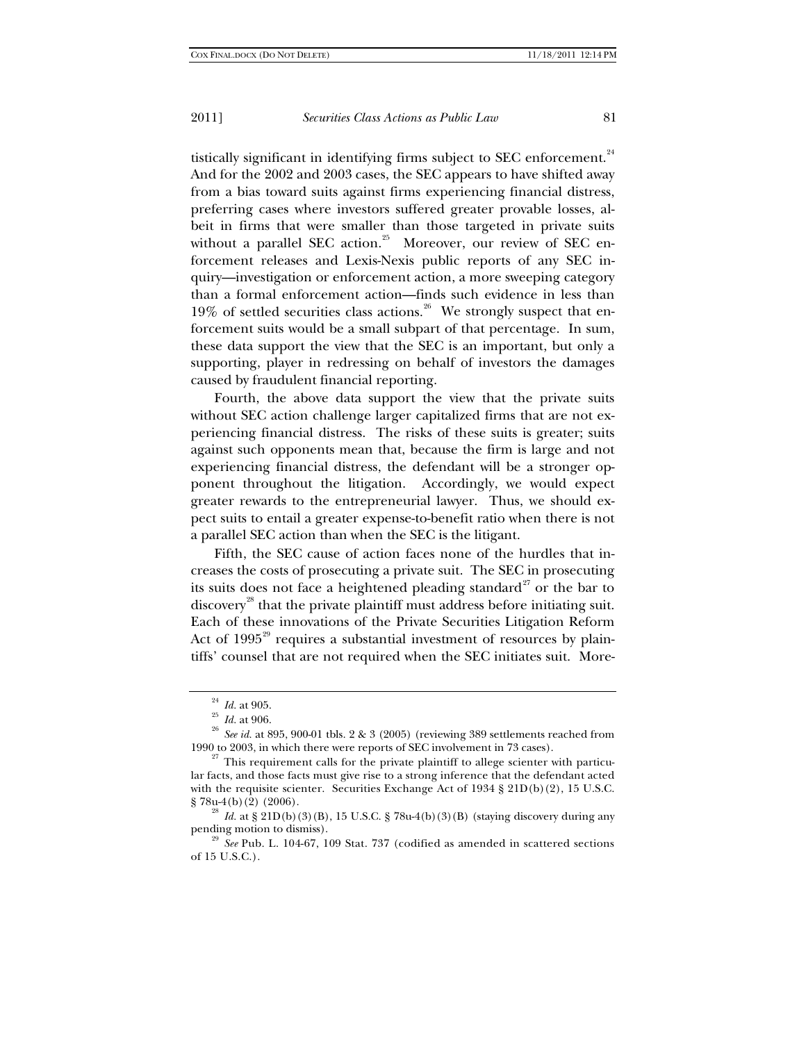tistically significant in identifying firms subject to SEC enforcement.[24] And for the 2002 and 2003 cases, the SEC appears to have shifted away from a bias toward suits against firms experiencing financial distress, preferring cases where investors suffered greater provable losses, albeit in firms that were smaller than those targeted in private suits without a parallel SEC action.[25] Moreover, our review of SEC enforcement releases and Lexis-Nexis public reports of any SEC inquiry—investigation or enforcement action, a more sweeping category than a formal enforcement action—finds such evidence in less than 19% of settled securities class actions.[26] We strongly suspect that enforcement suits would be a small subpart of that percentage. In sum, these data support the view that the SEC is an important, but only a supporting, player in redressing on behalf of investors the damages caused by fraudulent financial reporting.

Fourth, the above data support the view that the private suits without SEC action challenge larger capitalized firms that are not experiencing financial distress. The risks of these suits is greater; suits against such opponents mean that, because the firm is large and not experiencing financial distress, the defendant will be a stronger opponent throughout the litigation. Accordingly, we would expect greater rewards to the entrepreneurial lawyer. Thus, we should expect suits to entail a greater expense-to-benefit ratio when there is not a parallel SEC action than when the SEC is the litigant.

Fifth, the SEC cause of action faces none of the hurdles that increases the costs of prosecuting a private suit. The SEC in prosecuting its suits does not face a heightened pleading standard[27] or the bar to discovery[28] that the private plaintiff must address before initiating suit. Each of these innovations of the Private Securities Litigation Reform Act of 1995[29] requires a substantial investment of resources by plaintiffs' counsel that are not required when the SEC initiates suit. More-

---

[24] *Id.* at 905.

[25] *Id.* at 906.

[26] *See id.* at 895, 900-01 tbls. 2 & 3 (2005) (reviewing 389 settlements reached from 1990 to 2003, in which there were reports of SEC involvement in 73 cases).

[27] This requirement calls for the private plaintiff to allege scienter with particular facts, and those facts must give rise to a strong inference that the defendant acted with the requisite scienter. Securities Exchange Act of 1934 § 21D(b)(2), 15 U.S.C. § 78u-4(b)(2) (2006).

[28] *Id.* at § 21D(b)(3)(B), 15 U.S.C. § 78u-4(b)(3)(B) (staying discovery during any pending motion to dismiss).

[29] *See* Pub. L. 104-67, 109 Stat. 737 (codified as amended in scattered sections of 15 U.S.C.).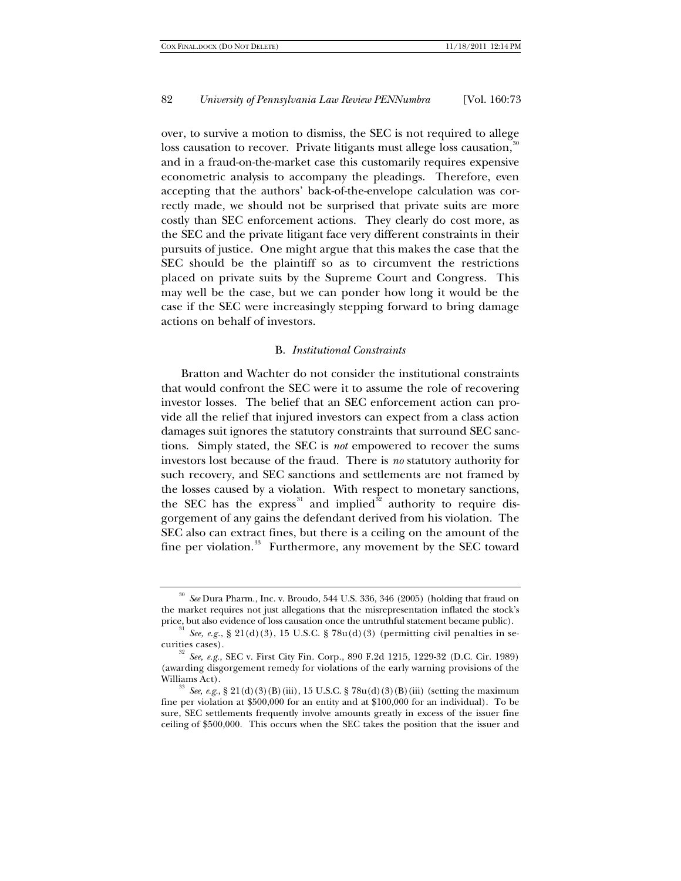over, to survive a motion to dismiss, the SEC is not required to allege loss causation to recover. Private litigants must allege loss causation,[30] and in a fraud-on-the-market case this customarily requires expensive econometric analysis to accompany the pleadings. Therefore, even accepting that the authors' back-of-the-envelope calculation was correctly made, we should not be surprised that private suits are more costly than SEC enforcement actions. They clearly do cost more, as the SEC and the private litigant face very different constraints in their pursuits of justice. One might argue that this makes the case that the SEC should be the plaintiff so as to circumvent the restrictions placed on private suits by the Supreme Court and Congress. This may well be the case, but we can ponder how long it would be the case if the SEC were increasingly stepping forward to bring damage actions on behalf of investors.

### B. *Institutional Constraints*

Bratton and Wachter do not consider the institutional constraints that would confront the SEC were it to assume the role of recovering investor losses. The belief that an SEC enforcement action can provide all the relief that injured investors can expect from a class action damages suit ignores the statutory constraints that surround SEC sanctions. Simply stated, the SEC is *not* empowered to recover the sums investors lost because of the fraud. There is *no* statutory authority for such recovery, and SEC sanctions and settlements are not framed by the losses caused by a violation. With respect to monetary sanctions, the SEC has the express[31] and implied[32] authority to require disgorgement of any gains the defendant derived from his violation. The SEC also can extract fines, but there is a ceiling on the amount of the fine per violation.[33] Furthermore, any movement by the SEC toward

---

[30] *See* Dura Pharm., Inc. v. Broudo, 544 U.S. 336, 346 (2005) (holding that fraud on the market requires not just allegations that the misrepresentation inflated the stock's price, but also evidence of loss causation once the untruthful statement became public).

[31] *See, e.g.*, § 21(d)(3), 15 U.S.C. § 78u(d)(3) (permitting civil penalties in securities cases).

[32] *See, e.g.*, SEC v. First City Fin. Corp., 890 F.2d 1215, 1229-32 (D.C. Cir. 1989) (awarding disgorgement remedy for violations of the early warning provisions of the Williams Act).

[33] *See, e.g.*, § 21(d)(3)(B)(iii), 15 U.S.C. § 78u(d)(3)(B)(iii) (setting the maximum fine per violation at $500,000 for an entity and at $100,000 for an individual). To be sure, SEC settlements frequently involve amounts greatly in excess of the issuer fine ceiling of $500,000. This occurs when the SEC takes the position that the issuer and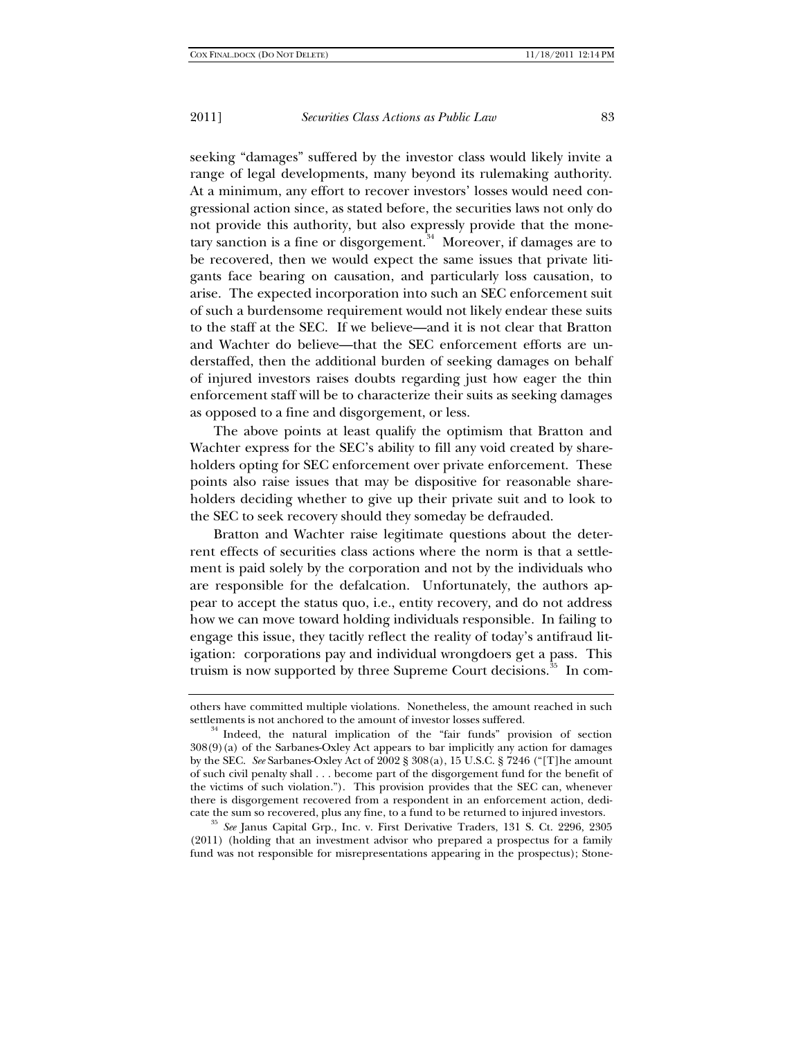seeking "damages" suffered by the investor class would likely invite a range of legal developments, many beyond its rulemaking authority. At a minimum, any effort to recover investors' losses would need congressional action since, as stated before, the securities laws not only do not provide this authority, but also expressly provide that the monetary sanction is a fine or disgorgement.[34] Moreover, if damages are to be recovered, then we would expect the same issues that private litigants face bearing on causation, and particularly loss causation, to arise. The expected incorporation into such an SEC enforcement suit of such a burdensome requirement would not likely endear these suits to the staff at the SEC. If we believe—and it is not clear that Bratton and Wachter do believe—that the SEC enforcement efforts are understaffed, then the additional burden of seeking damages on behalf of injured investors raises doubts regarding just how eager the thin enforcement staff will be to characterize their suits as seeking damages as opposed to a fine and disgorgement, or less.

The above points at least qualify the optimism that Bratton and Wachter express for the SEC's ability to fill any void created by shareholders opting for SEC enforcement over private enforcement. These points also raise issues that may be dispositive for reasonable shareholders deciding whether to give up their private suit and to look to the SEC to seek recovery should they someday be defrauded.

Bratton and Wachter raise legitimate questions about the deterrent effects of securities class actions where the norm is that a settlement is paid solely by the corporation and not by the individuals who are responsible for the defalcation. Unfortunately, the authors appear to accept the status quo, i.e., entity recovery, and do not address how we can move toward holding individuals responsible. In failing to engage this issue, they tacitly reflect the reality of today's antifraud litigation: corporations pay and individual wrongdoers get a pass. This truism is now supported by three Supreme Court decisions.[35] In com-

---

others have committed multiple violations. Nonetheless, the amount reached in such settlements is not anchored to the amount of investor losses suffered.

[34] Indeed, the natural implication of the "fair funds" provision of section 308(9)(a) of the Sarbanes-Oxley Act appears to bar implicitly any action for damages by the SEC. *See* Sarbanes-Oxley Act of 2002 § 308(a), 15 U.S.C. § 7246 ("[T]he amount of such civil penalty shall . . . become part of the disgorgement fund for the benefit of the victims of such violation."). This provision provides that the SEC can, whenever there is disgorgement recovered from a respondent in an enforcement action, dedicate the sum so recovered, plus any fine, to a fund to be returned to injured investors.

[35] *See* Janus Capital Grp., Inc. v. First Derivative Traders, 131 S. Ct. 2296, 2305 (2011) (holding that an investment advisor who prepared a prospectus for a family fund was not responsible for misrepresentations appearing in the prospectus); Stone-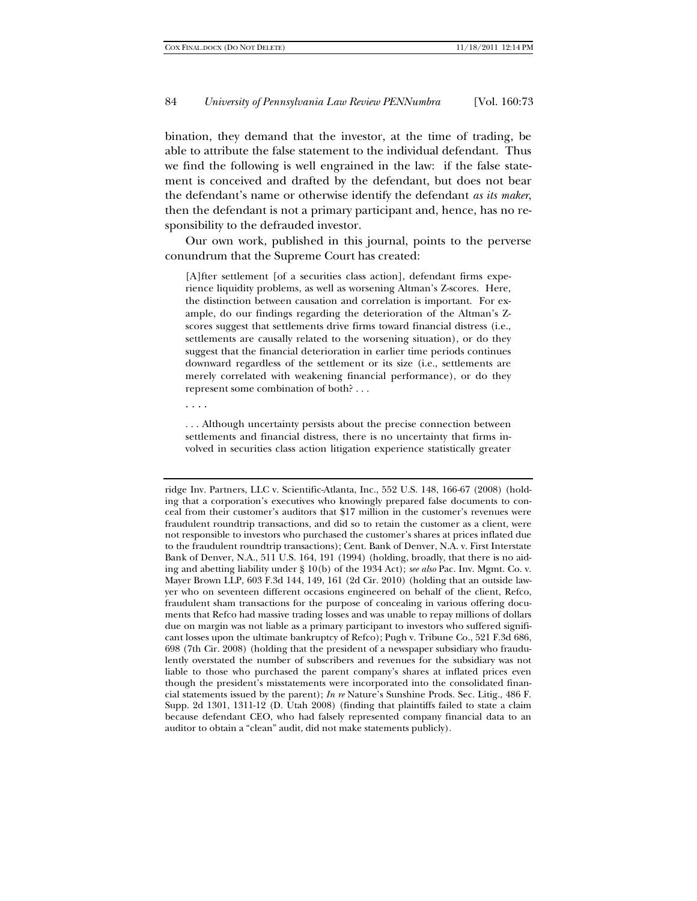bination, they demand that the investor, at the time of trading, be able to attribute the false statement to the individual defendant. Thus we find the following is well engrained in the law: if the false statement is conceived and drafted by the defendant, but does not bear the defendant's name or otherwise identify the defendant *as its maker*, then the defendant is not a primary participant and, hence, has no responsibility to the defrauded investor.

Our own work, published in this journal, points to the perverse conundrum that the Supreme Court has created:

> [A]fter settlement [of a securities class action], defendant firms experience liquidity problems, as well as worsening Altman's Z-scores. Here, the distinction between causation and correlation is important. For example, do our findings regarding the deterioration of the Altman's Z-scores suggest that settlements drive firms toward financial distress (i.e., settlements are causally related to the worsening situation), or do they suggest that the financial deterioration in earlier time periods continues downward regardless of the settlement or its size (i.e., settlements are merely correlated with weakening financial performance), or do they represent some combination of both? . . .
>
> . . . .
>
> . . . Although uncertainty persists about the precise connection between settlements and financial distress, there is no uncertainty that firms involved in securities class action litigation experience statistically greater

---

ridge Inv. Partners, LLC v. Scientific-Atlanta, Inc., 552 U.S. 148, 166-67 (2008) (holding that a corporation's executives who knowingly prepared false documents to conceal from their customer's auditors that $17 million in the customer's revenues were fraudulent roundtrip transactions, and did so to retain the customer as a client, were not responsible to investors who purchased the customer's shares at prices inflated due to the fraudulent roundtrip transactions); Cent. Bank of Denver, N.A. v. First Interstate Bank of Denver, N.A., 511 U.S. 164, 191 (1994) (holding, broadly, that there is no aiding and abetting liability under § 10(b) of the 1934 Act); *see also* Pac. Inv. Mgmt. Co. v. Mayer Brown LLP, 603 F.3d 144, 149, 161 (2d Cir. 2010) (holding that an outside lawyer who on seventeen different occasions engineered on behalf of the client, Refco, fraudulent sham transactions for the purpose of concealing in various offering documents that Refco had massive trading losses and was unable to repay millions of dollars due on margin was not liable as a primary participant to investors who suffered significant losses upon the ultimate bankruptcy of Refco); Pugh v. Tribune Co., 521 F.3d 686, 698 (7th Cir. 2008) (holding that the president of a newspaper subsidiary who fraudulently overstated the number of subscribers and revenues for the subsidiary was not liable to those who purchased the parent company's shares at inflated prices even though the president's misstatements were incorporated into the consolidated financial statements issued by the parent); *In re* Nature's Sunshine Prods. Sec. Litig., 486 F. Supp. 2d 1301, 1311-12 (D. Utah 2008) (finding that plaintiffs failed to state a claim because defendant CEO, who had falsely represented company financial data to an auditor to obtain a "clean" audit, did not make statements publicly).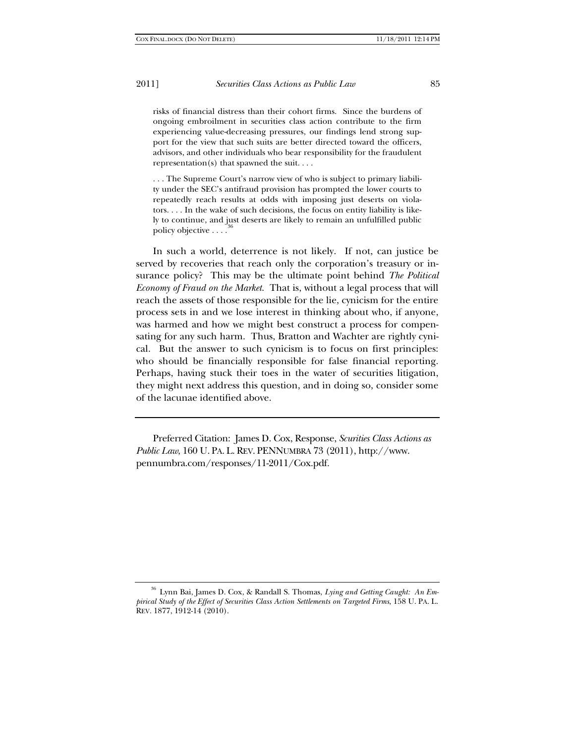> risks of financial distress than their cohort firms. Since the burdens of ongoing embroilment in securities class action contribute to the firm experiencing value-decreasing pressures, our findings lend strong support for the view that such suits are better directed toward the officers, advisors, and other individuals who bear responsibility for the fraudulent representation(s) that spawned the suit. . . .
>
> . . . The Supreme Court's narrow view of who is subject to primary liability under the SEC's antifraud provision has prompted the lower courts to repeatedly reach results at odds with imposing just deserts on violators. . . . In the wake of such decisions, the focus on entity liability is likely to continue, and just deserts are likely to remain an unfulfilled public policy objective . . . .[36]

In such a world, deterrence is not likely. If not, can justice be served by recoveries that reach only the corporation's treasury or insurance policy? This may be the ultimate point behind *The Political Economy of Fraud on the Market*. That is, without a legal process that will reach the assets of those responsible for the lie, cynicism for the entire process sets in and we lose interest in thinking about who, if anyone, was harmed and how we might best construct a process for compensating for any such harm. Thus, Bratton and Wachter are rightly cynical. But the answer to such cynicism is to focus on first principles: who should be financially responsible for false financial reporting. Perhaps, having stuck their toes in the water of securities litigation, they might next address this question, and in doing so, consider some of the lacunae identified above.

---

Preferred Citation: James D. Cox, Response, *Scurities Class Actions as Public Law*, 160 U. PA. L. REV. PENNUMBRA 73 (2011), http://www.pennumbra.com/responses/11-2011/Cox.pdf.

---

[36] Lynn Bai, James D. Cox, & Randall S. Thomas, *Lying and Getting Caught: An Empirical Study of the Effect of Securities Class Action Settlements on Targeted Firms*, 158 U. PA. L. REV. 1877, 1912-14 (2010).